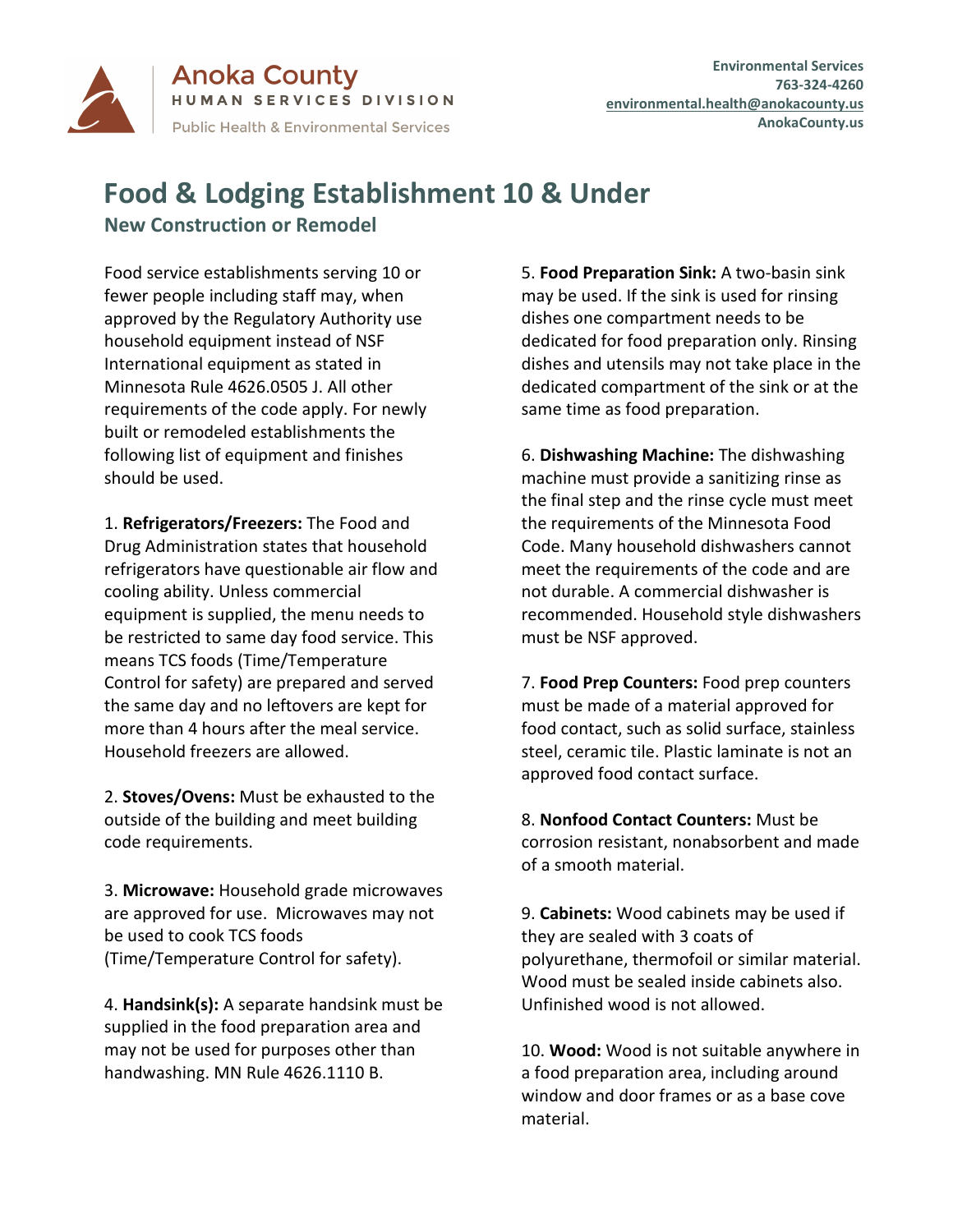Anoka County
HUMAN SERVICES DIVISION
Public Health & Environmental Services

Environmental Services
763-324-4260
environmental.health@anokacounty.us
AnokaCounty.us

# Food & Lodging Establishment 10 & Under

## New Construction or Remodel

Food service establishments serving 10 or fewer people including staff may, when approved by the Regulatory Authority use household equipment instead of NSF International equipment as stated in Minnesota Rule 4626.0505 J. All other requirements of the code apply. For newly built or remodeled establishments the following list of equipment and finishes should be used.

1. **Refrigerators/Freezers:** The Food and Drug Administration states that household refrigerators have questionable air flow and cooling ability. Unless commercial equipment is supplied, the menu needs to be restricted to same day food service. This means TCS foods (Time/Temperature Control for safety) are prepared and served the same day and no leftovers are kept for more than 4 hours after the meal service. Household freezers are allowed.

2. **Stoves/Ovens:** Must be exhausted to the outside of the building and meet building code requirements.

3. **Microwave:** Household grade microwaves are approved for use. Microwaves may not be used to cook TCS foods (Time/Temperature Control for safety).

4. **Handsink(s):** A separate handsink must be supplied in the food preparation area and may not be used for purposes other than handwashing. MN Rule 4626.1110 B.

5. **Food Preparation Sink:** A two-basin sink may be used. If the sink is used for rinsing dishes one compartment needs to be dedicated for food preparation only. Rinsing dishes and utensils may not take place in the dedicated compartment of the sink or at the same time as food preparation.

6. **Dishwashing Machine:** The dishwashing machine must provide a sanitizing rinse as the final step and the rinse cycle must meet the requirements of the Minnesota Food Code. Many household dishwashers cannot meet the requirements of the code and are not durable. A commercial dishwasher is recommended. Household style dishwashers must be NSF approved.

7. **Food Prep Counters:** Food prep counters must be made of a material approved for food contact, such as solid surface, stainless steel, ceramic tile. Plastic laminate is not an approved food contact surface.

8. **Nonfood Contact Counters:** Must be corrosion resistant, nonabsorbent and made of a smooth material.

9. **Cabinets:** Wood cabinets may be used if they are sealed with 3 coats of polyurethane, thermofoil or similar material. Wood must be sealed inside cabinets also. Unfinished wood is not allowed.

10. **Wood:** Wood is not suitable anywhere in a food preparation area, including around window and door frames or as a base cove material.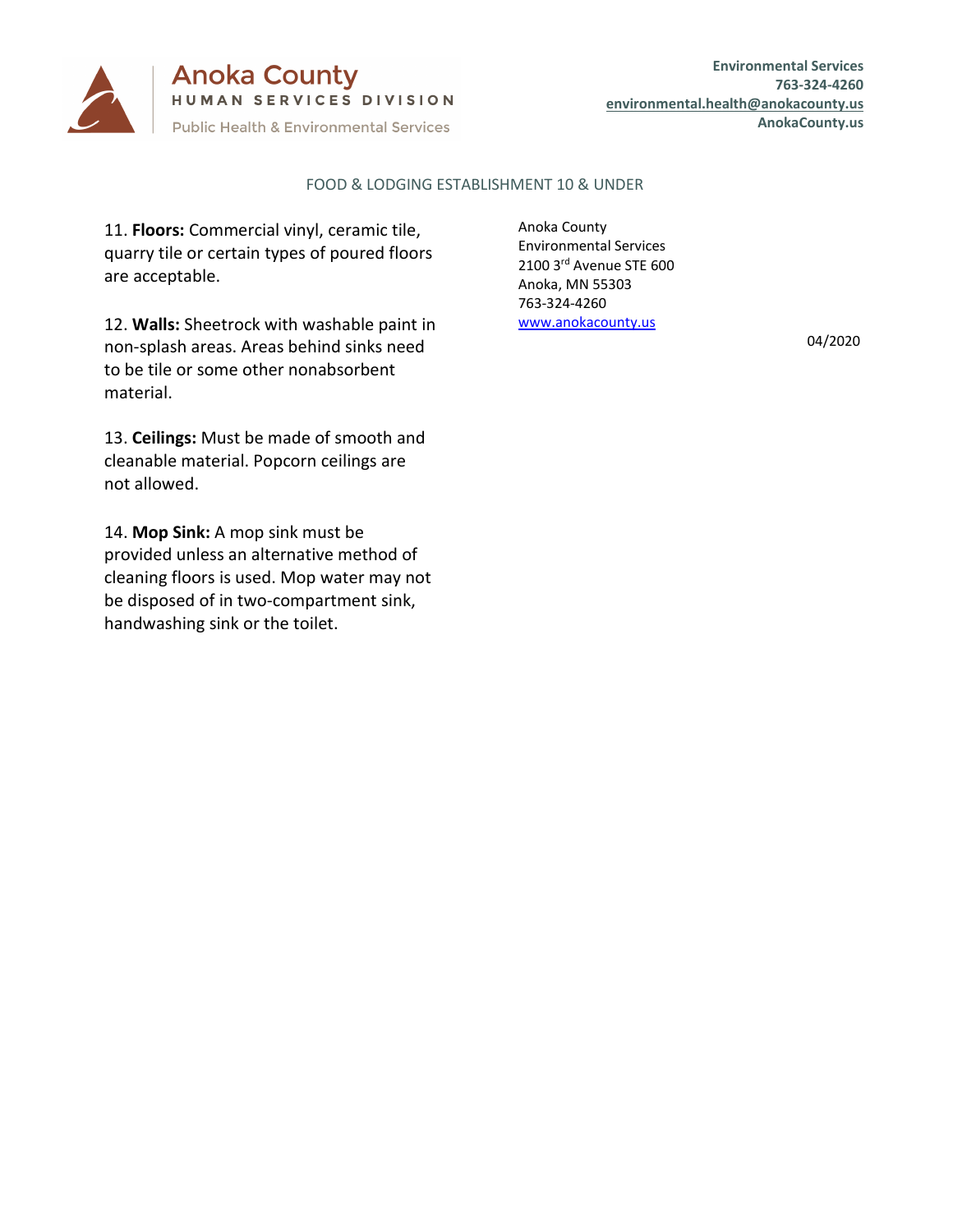FOOD & LODGING ESTABLISHMENT 10 & UNDER

11. **Floors:** Commercial vinyl, ceramic tile, quarry tile or certain types of poured floors are acceptable.

12. **Walls:** Sheetrock with washable paint in non-splash areas. Areas behind sinks need to be tile or some other nonabsorbent material.

13. **Ceilings:** Must be made of smooth and cleanable material. Popcorn ceilings are not allowed.

14. **Mop Sink:** A mop sink must be provided unless an alternative method of cleaning floors is used. Mop water may not be disposed of in two-compartment sink, handwashing sink or the toilet.

Anoka County
Environmental Services
2100 3rd Avenue STE 600
Anoka, MN 55303
763-324-4260
www.anokacounty.us

04/2020